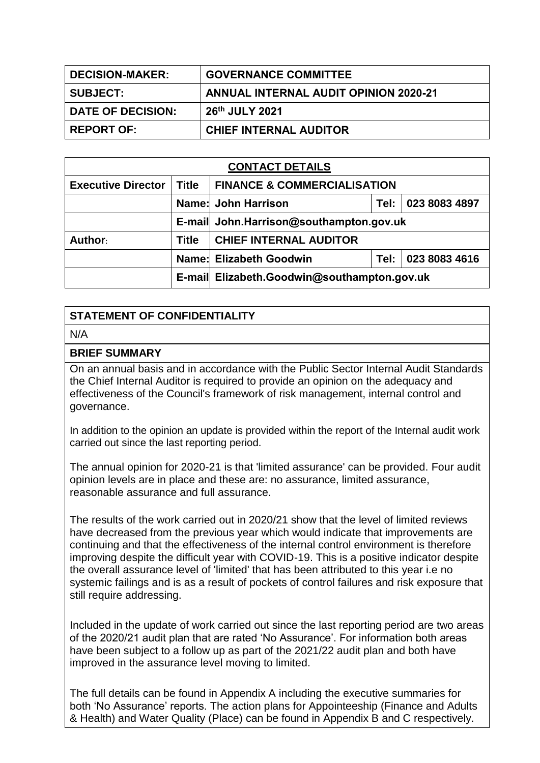| | |
|---|---|
| **DECISION-MAKER:** | **GOVERNANCE COMMITTEE** |
| **SUBJECT:** | **ANNUAL INTERNAL AUDIT OPINION 2020-21** |
| **DATE OF DECISION:** | **26th JULY 2021** |
| **REPORT OF:** | **CHIEF INTERNAL AUDITOR** |

| **CONTACT DETAILS** | | | | |
|---|---|---|---|---|
| **Executive Director** | **Title** | **FINANCE & COMMERCIALISATION** | | |
| | **Name:** | **John Harrison** | **Tel:** | **023 8083 4897** |
| | **E-mail** | **John.Harrison@southampton.gov.uk** | | |
| **Author:** | **Title** | **CHIEF INTERNAL AUDITOR** | | |
| | **Name:** | **Elizabeth Goodwin** | **Tel:** | **023 8083 4616** |
| | **E-mail** | **Elizabeth.Goodwin@southampton.gov.uk** | | |

**STATEMENT OF CONFIDENTIALITY**

N/A

**BRIEF SUMMARY**

On an annual basis and in accordance with the Public Sector Internal Audit Standards the Chief Internal Auditor is required to provide an opinion on the adequacy and effectiveness of the Council's framework of risk management, internal control and governance.

In addition to the opinion an update is provided within the report of the Internal audit work carried out since the last reporting period.

The annual opinion for 2020-21 is that 'limited assurance' can be provided. Four audit opinion levels are in place and these are: no assurance, limited assurance, reasonable assurance and full assurance.

The results of the work carried out in 2020/21 show that the level of limited reviews have decreased from the previous year which would indicate that improvements are continuing and that the effectiveness of the internal control environment is therefore improving despite the difficult year with COVID-19. This is a positive indicator despite the overall assurance level of 'limited' that has been attributed to this year i.e no systemic failings and is as a result of pockets of control failures and risk exposure that still require addressing.

Included in the update of work carried out since the last reporting period are two areas of the 2020/21 audit plan that are rated 'No Assurance'. For information both areas have been subject to a follow up as part of the 2021/22 audit plan and both have improved in the assurance level moving to limited.

The full details can be found in Appendix A including the executive summaries for both 'No Assurance' reports. The action plans for Appointeeship (Finance and Adults & Health) and Water Quality (Place) can be found in Appendix B and C respectively.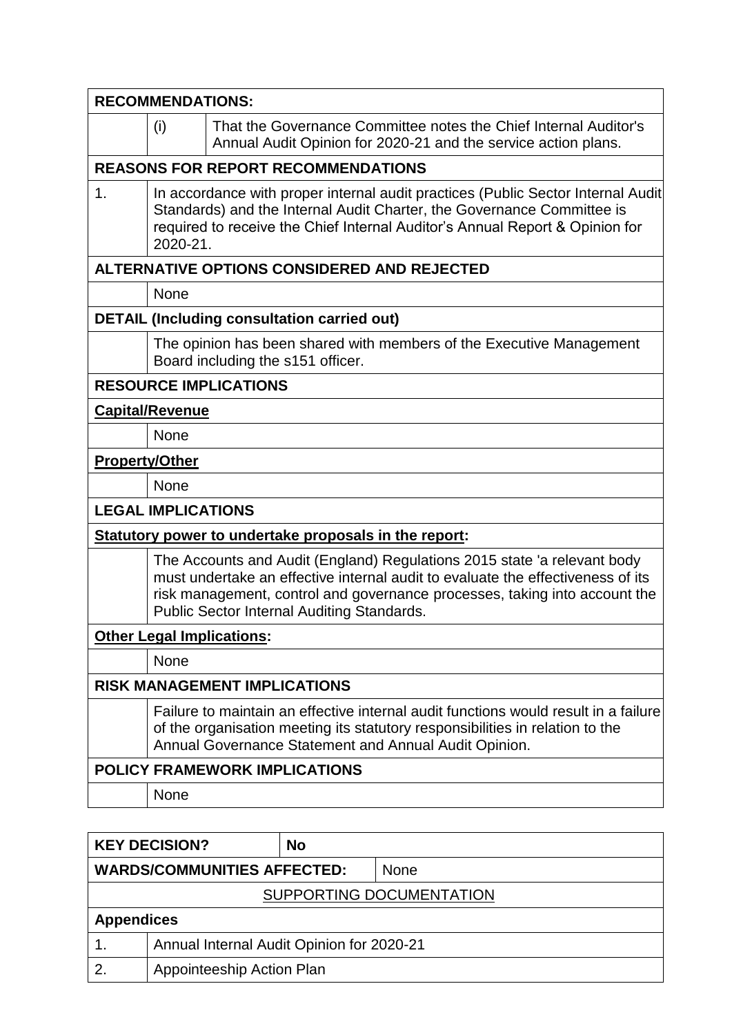| | | |
|---|---|---|
| **RECOMMENDATIONS:** | | |
| | (i) | That the Governance Committee notes the Chief Internal Auditor's Annual Audit Opinion for 2020-21 and the service action plans. |
| **REASONS FOR REPORT RECOMMENDATIONS** | | |
| 1. | In accordance with proper internal audit practices (Public Sector Internal Audit Standards) and the Internal Audit Charter, the Governance Committee is required to receive the Chief Internal Auditor's Annual Report & Opinion for 2020-21. | |
| **ALTERNATIVE OPTIONS CONSIDERED AND REJECTED** | | |
| | None | |
| **DETAIL (Including consultation carried out)** | | |
| | The opinion has been shared with members of the Executive Management Board including the s151 officer. | |
| **RESOURCE IMPLICATIONS** | | |
| **Capital/Revenue** | | |
| | None | |
| **Property/Other** | | |
| | None | |
| **LEGAL IMPLICATIONS** | | |
| **Statutory power to undertake proposals in the report:** | | |
| | The Accounts and Audit (England) Regulations 2015 state 'a relevant body must undertake an effective internal audit to evaluate the effectiveness of its risk management, control and governance processes, taking into account the Public Sector Internal Auditing Standards. | |
| **Other Legal Implications:** | | |
| | None | |
| **RISK MANAGEMENT IMPLICATIONS** | | |
| | Failure to maintain an effective internal audit functions would result in a failure of the organisation meeting its statutory responsibilities in relation to the Annual Governance Statement and Annual Audit Opinion. | |
| **POLICY FRAMEWORK IMPLICATIONS** | | |
| | None | |

| | | |
|---|---|---|
| **KEY DECISION?** | **No** | |
| **WARDS/COMMUNITIES AFFECTED:** | | None |
| SUPPORTING DOCUMENTATION | | |
| **Appendices** | | |
| 1. | Annual Internal Audit Opinion for 2020-21 | |
| 2. | Appointeeship Action Plan | |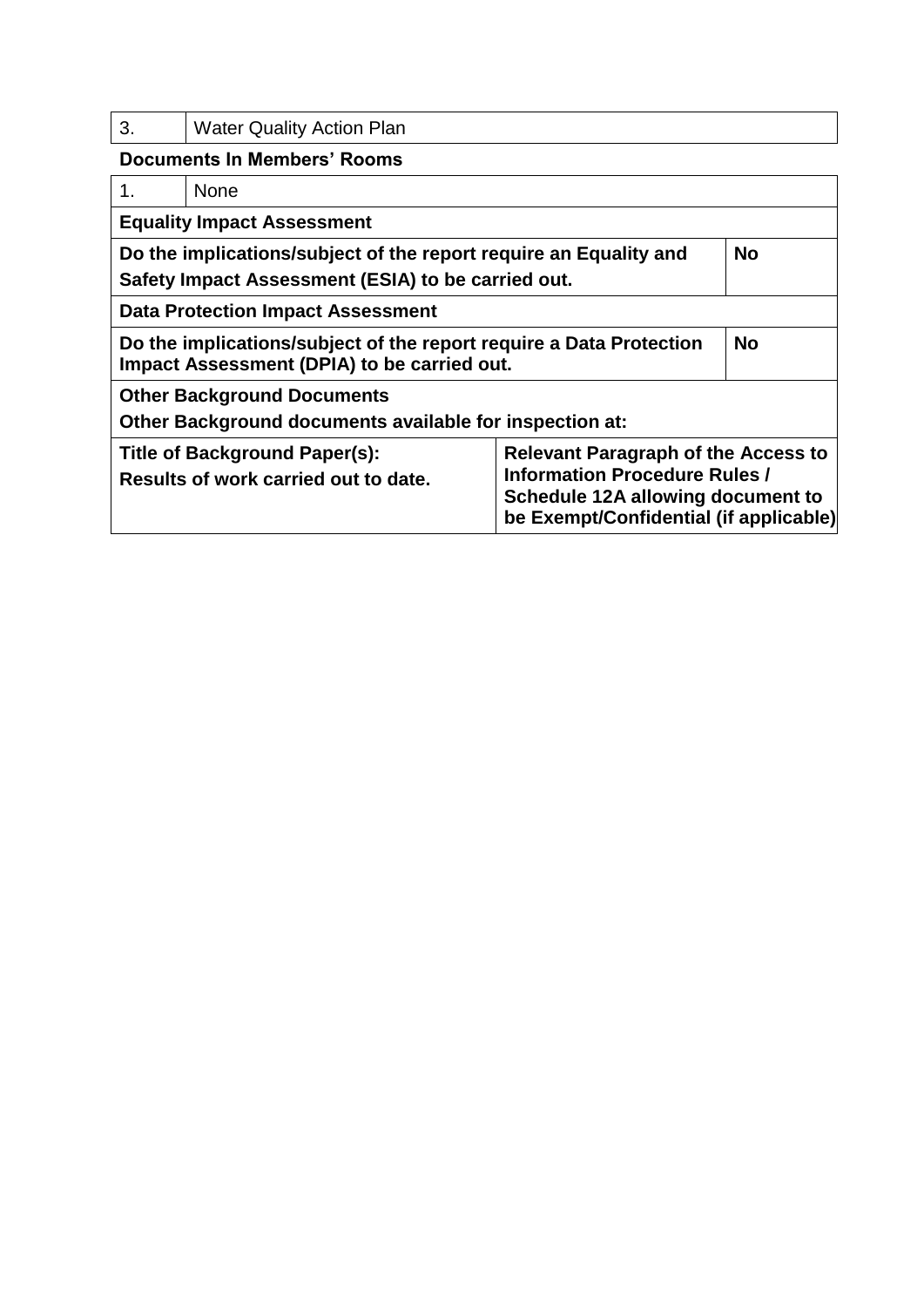| | |
|---|---|
| 3. | Water Quality Action Plan |

**Documents In Members' Rooms**

| | |
|---|---|
| 1. | None |

**Equality Impact Assessment**

| | |
|---|---|
| **Do the implications/subject of the report require an Equality and Safety Impact Assessment (ESIA) to be carried out.** | **No** |

**Data Protection Impact Assessment**

| | |
|---|---|
| **Do the implications/subject of the report require a Data Protection Impact Assessment (DPIA) to be carried out.** | **No** |

**Other Background Documents**

**Other Background documents available for inspection at:**

| | |
|---|---|
| **Title of Background Paper(s):** **Results of work carried out to date.** | **Relevant Paragraph of the Access to Information Procedure Rules / Schedule 12A allowing document to be Exempt/Confidential (if applicable)** |